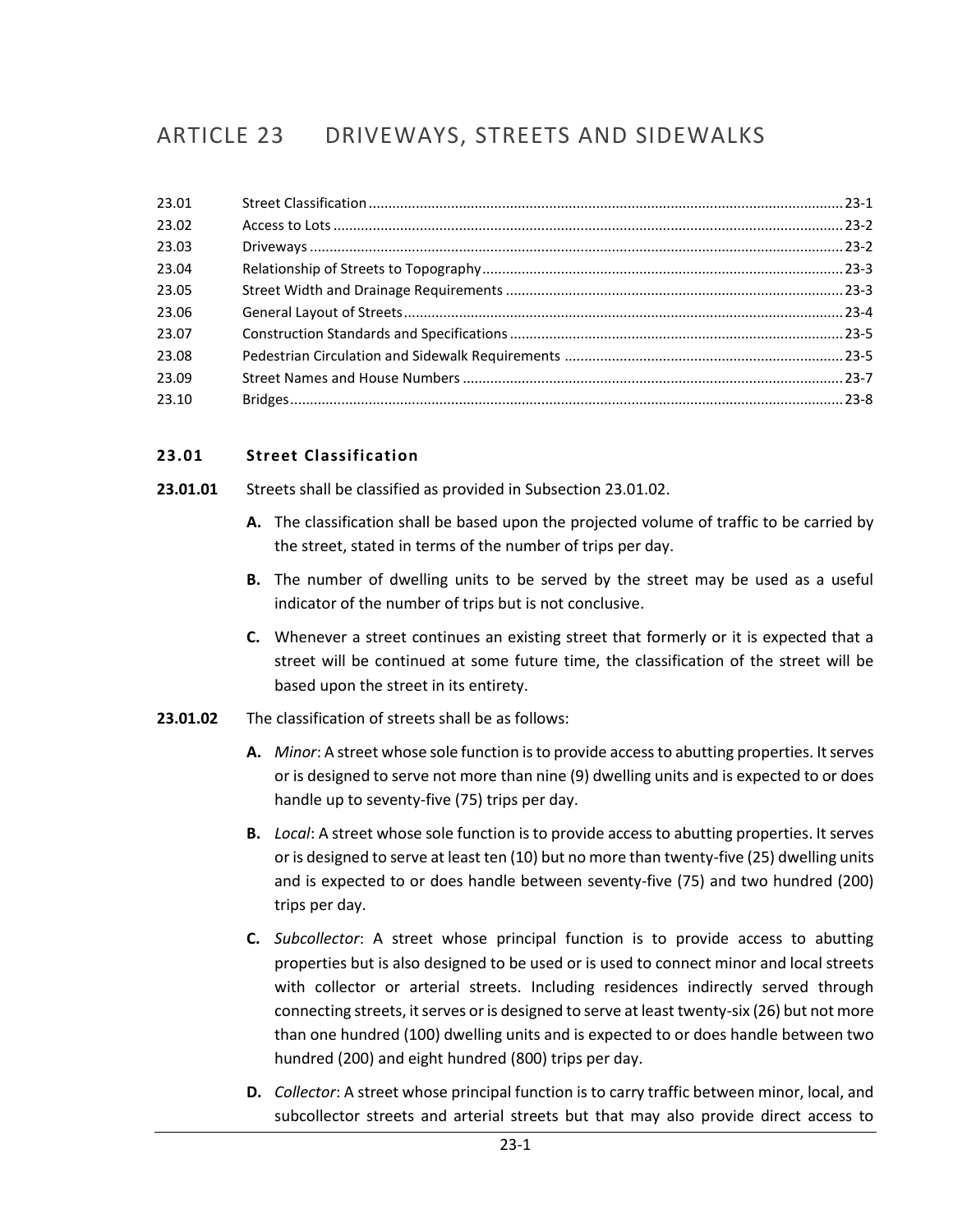# ARTICLE 23 DRIVEWAYS, STREETS AND SIDEWALKS

| | | |
|---|---|---|
| 23.01 | Street Classification | 23-1 |
| 23.02 | Access to Lots | 23-2 |
| 23.03 | Driveways | 23-2 |
| 23.04 | Relationship of Streets to Topography | 23-3 |
| 23.05 | Street Width and Drainage Requirements | 23-3 |
| 23.06 | General Layout of Streets | 23-4 |
| 23.07 | Construction Standards and Specifications | 23-5 |
| 23.08 | Pedestrian Circulation and Sidewalk Requirements | 23-5 |
| 23.09 | Street Names and House Numbers | 23-7 |
| 23.10 | Bridges | 23-8 |

## 23.01 Street Classification

**23.01.01** Streets shall be classified as provided in Subsection 23.01.02.

**A.** The classification shall be based upon the projected volume of traffic to be carried by the street, stated in terms of the number of trips per day.

**B.** The number of dwelling units to be served by the street may be used as a useful indicator of the number of trips but is not conclusive.

**C.** Whenever a street continues an existing street that formerly or it is expected that a street will be continued at some future time, the classification of the street will be based upon the street in its entirety.

**23.01.02** The classification of streets shall be as follows:

**A.** *Minor*: A street whose sole function is to provide access to abutting properties. It serves or is designed to serve not more than nine (9) dwelling units and is expected to or does handle up to seventy-five (75) trips per day.

**B.** *Local*: A street whose sole function is to provide access to abutting properties. It serves or is designed to serve at least ten (10) but no more than twenty-five (25) dwelling units and is expected to or does handle between seventy-five (75) and two hundred (200) trips per day.

**C.** *Subcollector*: A street whose principal function is to provide access to abutting properties but is also designed to be used or is used to connect minor and local streets with collector or arterial streets. Including residences indirectly served through connecting streets, it serves or is designed to serve at least twenty-six (26) but not more than one hundred (100) dwelling units and is expected to or does handle between two hundred (200) and eight hundred (800) trips per day.

**D.** *Collector*: A street whose principal function is to carry traffic between minor, local, and subcollector streets and arterial streets but that may also provide direct access to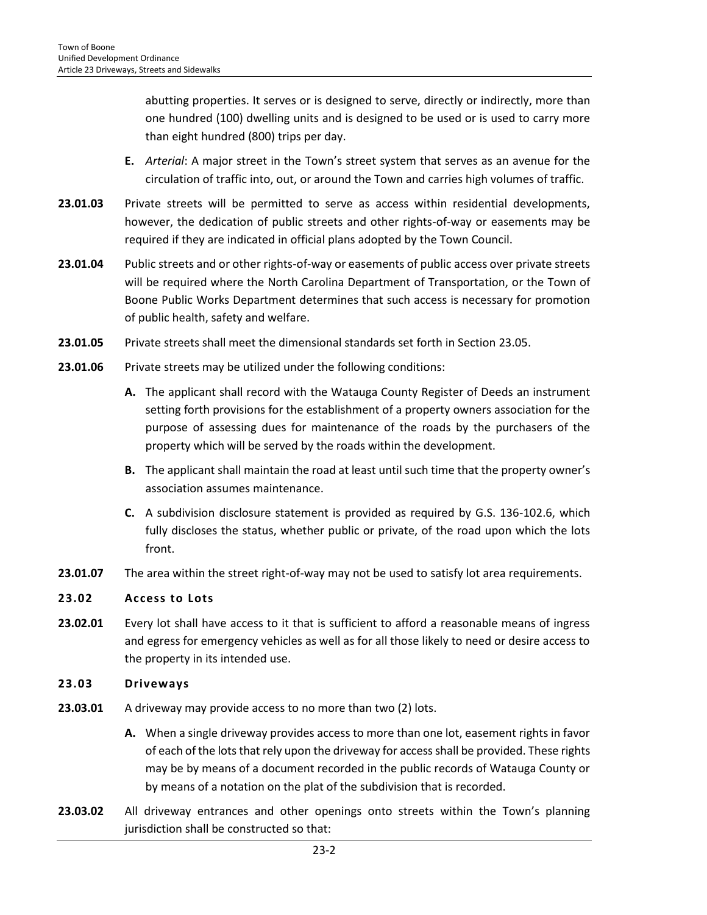abutting properties. It serves or is designed to serve, directly or indirectly, more than one hundred (100) dwelling units and is designed to be used or is used to carry more than eight hundred (800) trips per day.

**E.** *Arterial*: A major street in the Town's street system that serves as an avenue for the circulation of traffic into, out, or around the Town and carries high volumes of traffic.

**23.01.03** Private streets will be permitted to serve as access within residential developments, however, the dedication of public streets and other rights-of-way or easements may be required if they are indicated in official plans adopted by the Town Council.

**23.01.04** Public streets and or other rights-of-way or easements of public access over private streets will be required where the North Carolina Department of Transportation, or the Town of Boone Public Works Department determines that such access is necessary for promotion of public health, safety and welfare.

**23.01.05** Private streets shall meet the dimensional standards set forth in Section 23.05.

**23.01.06** Private streets may be utilized under the following conditions:

**A.** The applicant shall record with the Watauga County Register of Deeds an instrument setting forth provisions for the establishment of a property owners association for the purpose of assessing dues for maintenance of the roads by the purchasers of the property which will be served by the roads within the development.

**B.** The applicant shall maintain the road at least until such time that the property owner's association assumes maintenance.

**C.** A subdivision disclosure statement is provided as required by G.S. 136-102.6, which fully discloses the status, whether public or private, of the road upon which the lots front.

**23.01.07** The area within the street right-of-way may not be used to satisfy lot area requirements.

## 23.02 Access to Lots

**23.02.01** Every lot shall have access to it that is sufficient to afford a reasonable means of ingress and egress for emergency vehicles as well as for all those likely to need or desire access to the property in its intended use.

## 23.03 Driveways

**23.03.01** A driveway may provide access to no more than two (2) lots.

**A.** When a single driveway provides access to more than one lot, easement rights in favor of each of the lots that rely upon the driveway for access shall be provided. These rights may be by means of a document recorded in the public records of Watauga County or by means of a notation on the plat of the subdivision that is recorded.

**23.03.02** All driveway entrances and other openings onto streets within the Town's planning jurisdiction shall be constructed so that: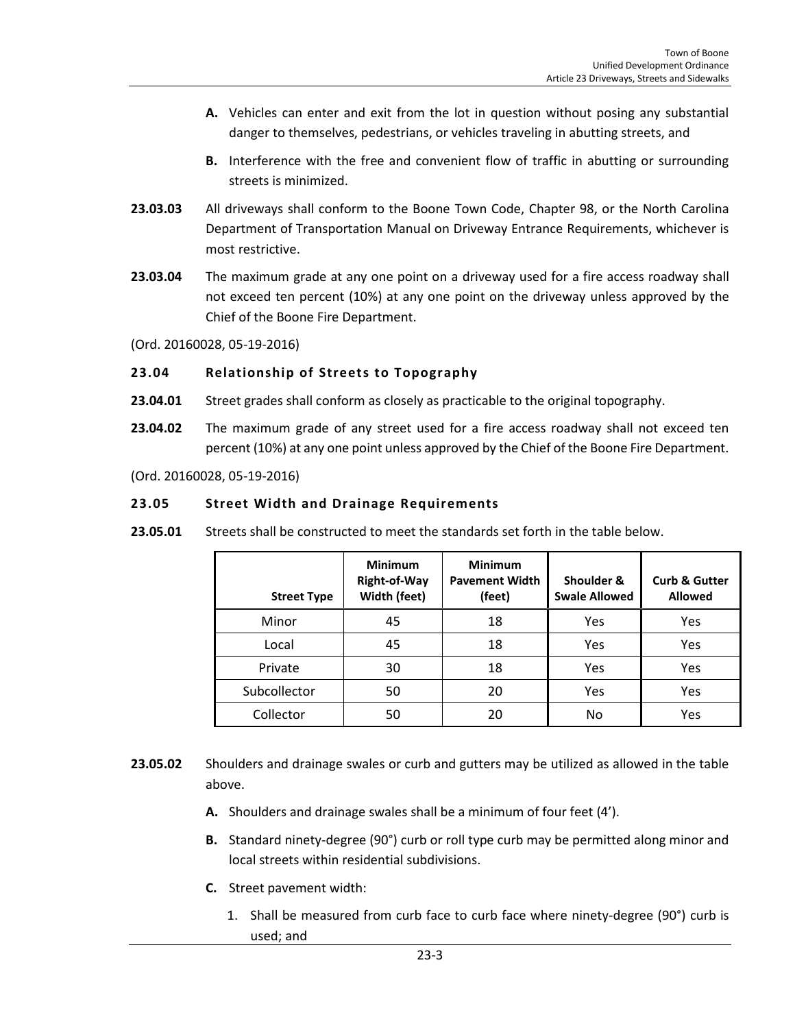**A.** Vehicles can enter and exit from the lot in question without posing any substantial danger to themselves, pedestrians, or vehicles traveling in abutting streets, and

**B.** Interference with the free and convenient flow of traffic in abutting or surrounding streets is minimized.

**23.03.03** All driveways shall conform to the Boone Town Code, Chapter 98, or the North Carolina Department of Transportation Manual on Driveway Entrance Requirements, whichever is most restrictive.

**23.03.04** The maximum grade at any one point on a driveway used for a fire access roadway shall not exceed ten percent (10%) at any one point on the driveway unless approved by the Chief of the Boone Fire Department.

(Ord. 20160028, 05-19-2016)

## 23.04 Relationship of Streets to Topography

**23.04.01** Street grades shall conform as closely as practicable to the original topography.

**23.04.02** The maximum grade of any street used for a fire access roadway shall not exceed ten percent (10%) at any one point unless approved by the Chief of the Boone Fire Department.

(Ord. 20160028, 05-19-2016)

## 23.05 Street Width and Drainage Requirements

**23.05.01** Streets shall be constructed to meet the standards set forth in the table below.

| Street Type | Minimum Right-of-Way Width (feet) | Minimum Pavement Width (feet) | Shoulder & Swale Allowed | Curb & Gutter Allowed |
|---|---|---|---|---|
| Minor | 45 | 18 | Yes | Yes |
| Local | 45 | 18 | Yes | Yes |
| Private | 30 | 18 | Yes | Yes |
| Subcollector | 50 | 20 | Yes | Yes |
| Collector | 50 | 20 | No | Yes |

**23.05.02** Shoulders and drainage swales or curb and gutters may be utilized as allowed in the table above.

**A.** Shoulders and drainage swales shall be a minimum of four feet (4').

**B.** Standard ninety-degree (90°) curb or roll type curb may be permitted along minor and local streets within residential subdivisions.

**C.** Street pavement width:

1. Shall be measured from curb face to curb face where ninety-degree (90°) curb is used; and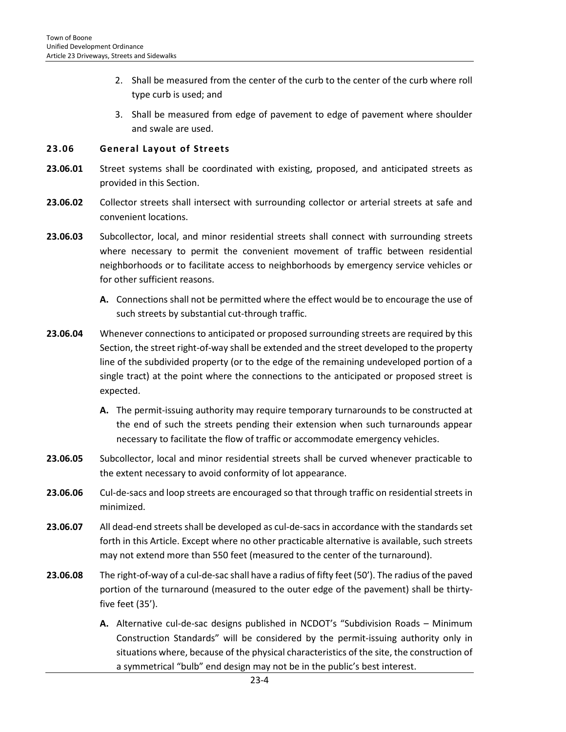2. Shall be measured from the center of the curb to the center of the curb where roll type curb is used; and

3. Shall be measured from edge of pavement to edge of pavement where shoulder and swale are used.

## 23.06 General Layout of Streets

**23.06.01** Street systems shall be coordinated with existing, proposed, and anticipated streets as provided in this Section.

**23.06.02** Collector streets shall intersect with surrounding collector or arterial streets at safe and convenient locations.

**23.06.03** Subcollector, local, and minor residential streets shall connect with surrounding streets where necessary to permit the convenient movement of traffic between residential neighborhoods or to facilitate access to neighborhoods by emergency service vehicles or for other sufficient reasons.

**A.** Connections shall not be permitted where the effect would be to encourage the use of such streets by substantial cut-through traffic.

**23.06.04** Whenever connections to anticipated or proposed surrounding streets are required by this Section, the street right-of-way shall be extended and the street developed to the property line of the subdivided property (or to the edge of the remaining undeveloped portion of a single tract) at the point where the connections to the anticipated or proposed street is expected.

**A.** The permit-issuing authority may require temporary turnarounds to be constructed at the end of such the streets pending their extension when such turnarounds appear necessary to facilitate the flow of traffic or accommodate emergency vehicles.

**23.06.05** Subcollector, local and minor residential streets shall be curved whenever practicable to the extent necessary to avoid conformity of lot appearance.

**23.06.06** Cul-de-sacs and loop streets are encouraged so that through traffic on residential streets in minimized.

**23.06.07** All dead-end streets shall be developed as cul-de-sacs in accordance with the standards set forth in this Article. Except where no other practicable alternative is available, such streets may not extend more than 550 feet (measured to the center of the turnaround).

**23.06.08** The right-of-way of a cul-de-sac shall have a radius of fifty feet (50'). The radius of the paved portion of the turnaround (measured to the outer edge of the pavement) shall be thirty-five feet (35').

**A.** Alternative cul-de-sac designs published in NCDOT's "Subdivision Roads – Minimum Construction Standards" will be considered by the permit-issuing authority only in situations where, because of the physical characteristics of the site, the construction of a symmetrical "bulb" end design may not be in the public's best interest.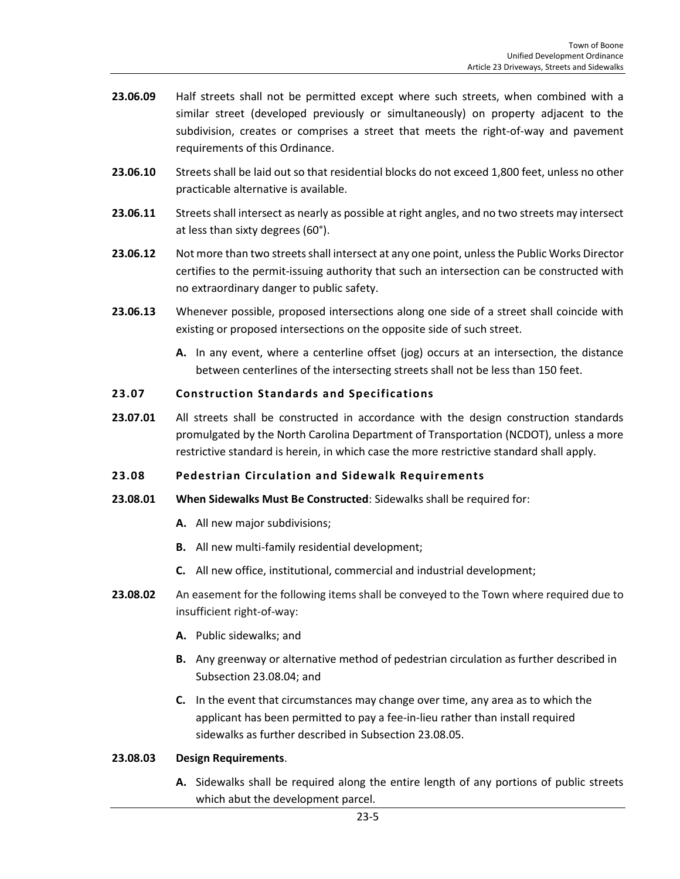**23.06.09** Half streets shall not be permitted except where such streets, when combined with a similar street (developed previously or simultaneously) on property adjacent to the subdivision, creates or comprises a street that meets the right-of-way and pavement requirements of this Ordinance.

**23.06.10** Streets shall be laid out so that residential blocks do not exceed 1,800 feet, unless no other practicable alternative is available.

**23.06.11** Streets shall intersect as nearly as possible at right angles, and no two streets may intersect at less than sixty degrees (60°).

**23.06.12** Not more than two streets shall intersect at any one point, unless the Public Works Director certifies to the permit-issuing authority that such an intersection can be constructed with no extraordinary danger to public safety.

**23.06.13** Whenever possible, proposed intersections along one side of a street shall coincide with existing or proposed intersections on the opposite side of such street.

- **A.** In any event, where a centerline offset (jog) occurs at an intersection, the distance between centerlines of the intersecting streets shall not be less than 150 feet.

## 23.07 Construction Standards and Specifications

**23.07.01** All streets shall be constructed in accordance with the design construction standards promulgated by the North Carolina Department of Transportation (NCDOT), unless a more restrictive standard is herein, in which case the more restrictive standard shall apply.

## 23.08 Pedestrian Circulation and Sidewalk Requirements

**23.08.01 When Sidewalks Must Be Constructed**: Sidewalks shall be required for:

- **A.** All new major subdivisions;
- **B.** All new multi-family residential development;
- **C.** All new office, institutional, commercial and industrial development;

**23.08.02** An easement for the following items shall be conveyed to the Town where required due to insufficient right-of-way:

- **A.** Public sidewalks; and
- **B.** Any greenway or alternative method of pedestrian circulation as further described in Subsection 23.08.04; and
- **C.** In the event that circumstances may change over time, any area as to which the applicant has been permitted to pay a fee-in-lieu rather than install required sidewalks as further described in Subsection 23.08.05.

**23.08.03 Design Requirements**.

- **A.** Sidewalks shall be required along the entire length of any portions of public streets which abut the development parcel.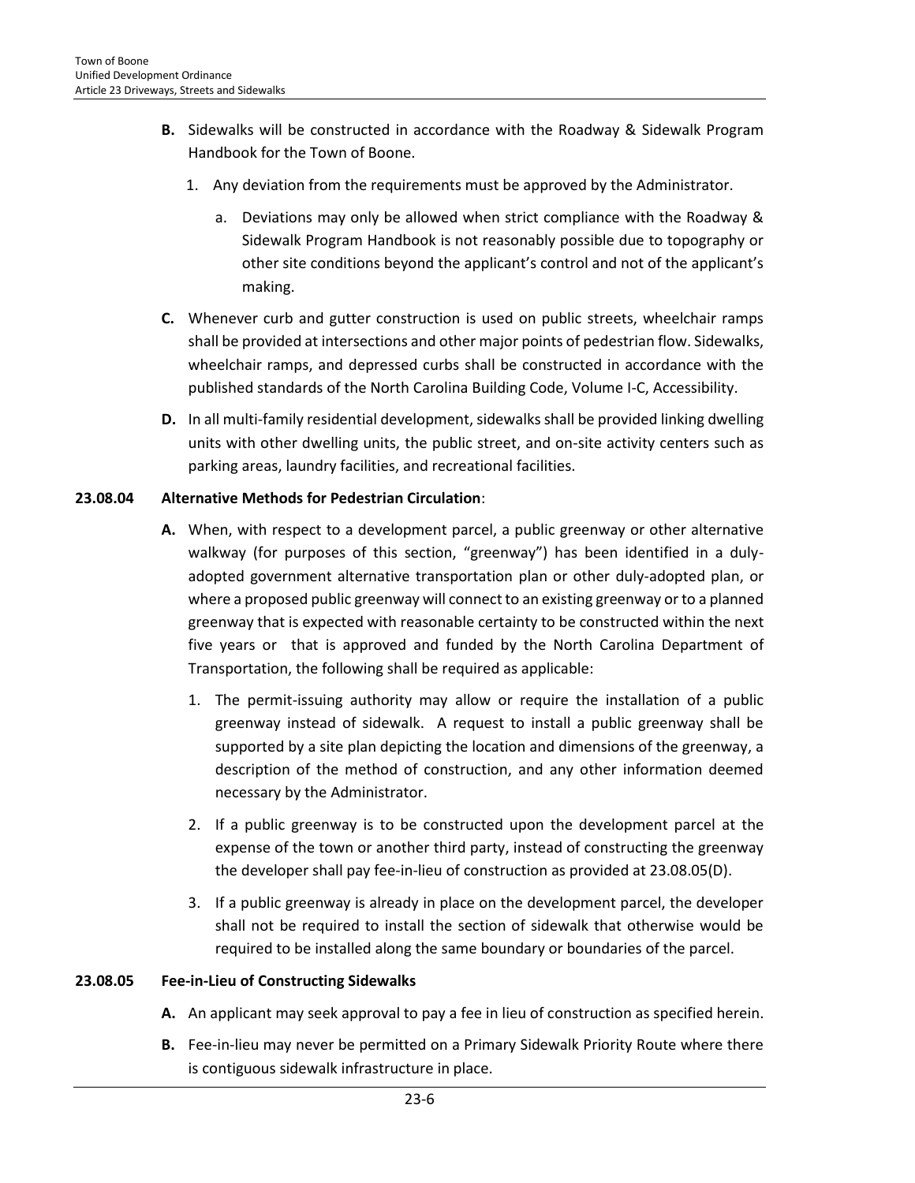**B.** Sidewalks will be constructed in accordance with the Roadway & Sidewalk Program Handbook for the Town of Boone.

1. Any deviation from the requirements must be approved by the Administrator.

    a. Deviations may only be allowed when strict compliance with the Roadway & Sidewalk Program Handbook is not reasonably possible due to topography or other site conditions beyond the applicant's control and not of the applicant's making.

**C.** Whenever curb and gutter construction is used on public streets, wheelchair ramps shall be provided at intersections and other major points of pedestrian flow. Sidewalks, wheelchair ramps, and depressed curbs shall be constructed in accordance with the published standards of the North Carolina Building Code, Volume I-C, Accessibility.

**D.** In all multi-family residential development, sidewalks shall be provided linking dwelling units with other dwelling units, the public street, and on-site activity centers such as parking areas, laundry facilities, and recreational facilities.

**23.08.04 Alternative Methods for Pedestrian Circulation**:

**A.** When, with respect to a development parcel, a public greenway or other alternative walkway (for purposes of this section, "greenway") has been identified in a duly-adopted government alternative transportation plan or other duly-adopted plan, or where a proposed public greenway will connect to an existing greenway or to a planned greenway that is expected with reasonable certainty to be constructed within the next five years or that is approved and funded by the North Carolina Department of Transportation, the following shall be required as applicable:

1. The permit-issuing authority may allow or require the installation of a public greenway instead of sidewalk. A request to install a public greenway shall be supported by a site plan depicting the location and dimensions of the greenway, a description of the method of construction, and any other information deemed necessary by the Administrator.

2. If a public greenway is to be constructed upon the development parcel at the expense of the town or another third party, instead of constructing the greenway the developer shall pay fee-in-lieu of construction as provided at 23.08.05(D).

3. If a public greenway is already in place on the development parcel, the developer shall not be required to install the section of sidewalk that otherwise would be required to be installed along the same boundary or boundaries of the parcel.

**23.08.05 Fee-in-Lieu of Constructing Sidewalks**

**A.** An applicant may seek approval to pay a fee in lieu of construction as specified herein.

**B.** Fee-in-lieu may never be permitted on a Primary Sidewalk Priority Route where there is contiguous sidewalk infrastructure in place.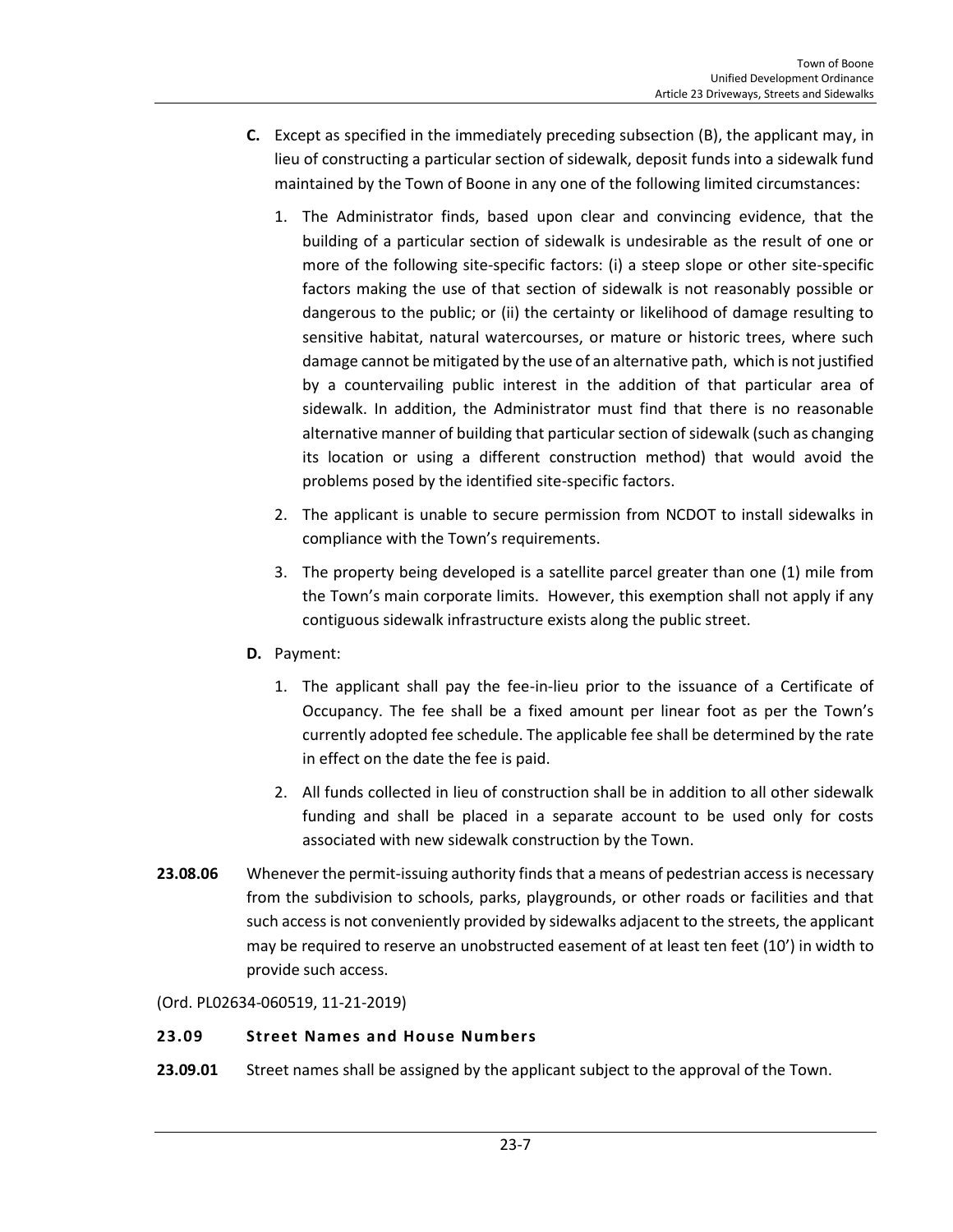**C.** Except as specified in the immediately preceding subsection (B), the applicant may, in lieu of constructing a particular section of sidewalk, deposit funds into a sidewalk fund maintained by the Town of Boone in any one of the following limited circumstances:

1. The Administrator finds, based upon clear and convincing evidence, that the building of a particular section of sidewalk is undesirable as the result of one or more of the following site-specific factors: (i) a steep slope or other site-specific factors making the use of that section of sidewalk is not reasonably possible or dangerous to the public; or (ii) the certainty or likelihood of damage resulting to sensitive habitat, natural watercourses, or mature or historic trees, where such damage cannot be mitigated by the use of an alternative path, which is not justified by a countervailing public interest in the addition of that particular area of sidewalk. In addition, the Administrator must find that there is no reasonable alternative manner of building that particular section of sidewalk (such as changing its location or using a different construction method) that would avoid the problems posed by the identified site-specific factors.

2. The applicant is unable to secure permission from NCDOT to install sidewalks in compliance with the Town's requirements.

3. The property being developed is a satellite parcel greater than one (1) mile from the Town's main corporate limits. However, this exemption shall not apply if any contiguous sidewalk infrastructure exists along the public street.

**D.** Payment:

1. The applicant shall pay the fee-in-lieu prior to the issuance of a Certificate of Occupancy. The fee shall be a fixed amount per linear foot as per the Town's currently adopted fee schedule. The applicable fee shall be determined by the rate in effect on the date the fee is paid.

2. All funds collected in lieu of construction shall be in addition to all other sidewalk funding and shall be placed in a separate account to be used only for costs associated with new sidewalk construction by the Town.

**23.08.06** Whenever the permit-issuing authority finds that a means of pedestrian access is necessary from the subdivision to schools, parks, playgrounds, or other roads or facilities and that such access is not conveniently provided by sidewalks adjacent to the streets, the applicant may be required to reserve an unobstructed easement of at least ten feet (10') in width to provide such access.

(Ord. PL02634-060519, 11-21-2019)

## 23.09 Street Names and House Numbers

**23.09.01** Street names shall be assigned by the applicant subject to the approval of the Town.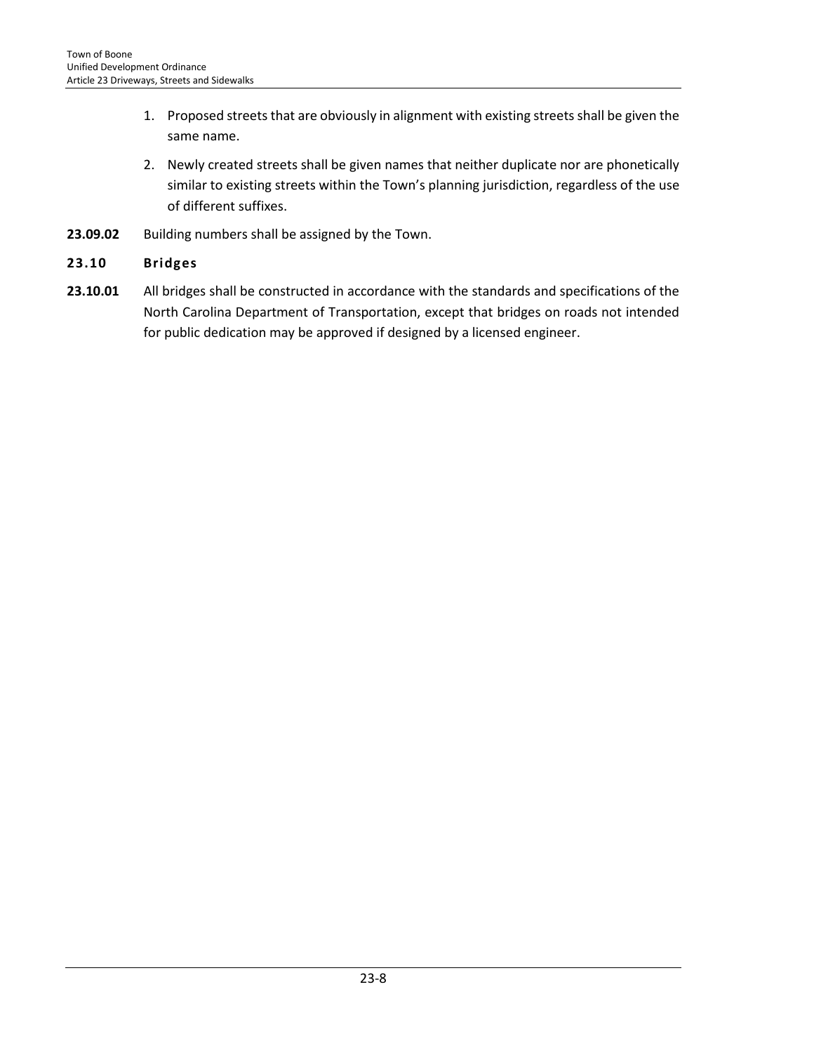1. Proposed streets that are obviously in alignment with existing streets shall be given the same name.
2. Newly created streets shall be given names that neither duplicate nor are phonetically similar to existing streets within the Town's planning jurisdiction, regardless of the use of different suffixes.

**23.09.02** Building numbers shall be assigned by the Town.

## 23.10 Bridges

**23.10.01** All bridges shall be constructed in accordance with the standards and specifications of the North Carolina Department of Transportation, except that bridges on roads not intended for public dedication may be approved if designed by a licensed engineer.